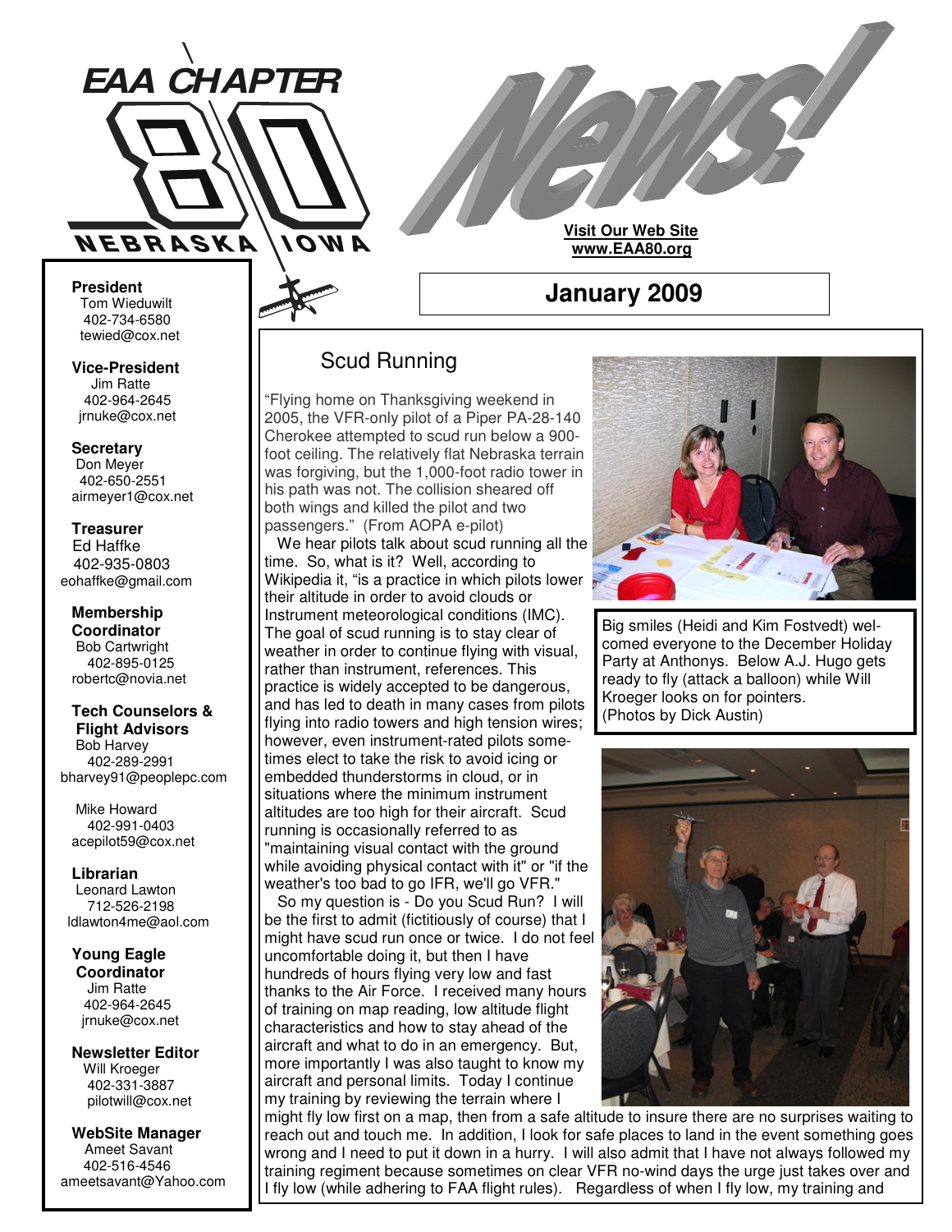# EAA CHAPTER 80 NEBRASKA IOWA News!

**Visit Our Web Site**
**www.EAA80.org**

## January 2009

**President**
Tom Wieduwilt
402-734-6580
tewied@cox.net

**Vice-President**
Jim Ratte
402-964-2645
jrnuke@cox.net

**Secretary**
Don Meyer
402-650-2551
airmeyer1@cox.net

**Treasurer**
Ed Haffke
402-935-0803
eohaffke@gmail.com

**Membership Coordinator**
Bob Cartwright
402-895-0125
robertc@novia.net

**Tech Counselors & Flight Advisors**
Bob Harvey
402-289-2991
bharvey91@peoplepc.com

Mike Howard
402-991-0403
acepilot59@cox.net

**Librarian**
Leonard Lawton
712-526-2198
ldlawton4me@aol.com

**Young Eagle Coordinator**
Jim Ratte
402-964-2645
jrnuke@cox.net

**Newsletter Editor**
Will Kroeger
402-331-3887
pilotwill@cox.net

**WebSite Manager**
Ameet Savant
402-516-4546
ameetsavant@Yahoo.com

## Scud Running

"Flying home on Thanksgiving weekend in 2005, the VFR-only pilot of a Piper PA-28-140 Cherokee attempted to scud run below a 900-foot ceiling. The relatively flat Nebraska terrain was forgiving, but the 1,000-foot radio tower in his path was not. The collision sheared off both wings and killed the pilot and two passengers." (From AOPA e-pilot)

We hear pilots talk about scud running all the time. So, what is it? Well, according to Wikipedia it, "is a practice in which pilots lower their altitude in order to avoid clouds or Instrument meteorological conditions (IMC). The goal of scud running is to stay clear of weather in order to continue flying with visual, rather than instrument, references. This practice is widely accepted to be dangerous, and has led to death in many cases from pilots flying into radio towers and high tension wires; however, even instrument-rated pilots sometimes elect to take the risk to avoid icing or embedded thunderstorms in cloud, or in situations where the minimum instrument altitudes are too high for their aircraft. Scud running is occasionally referred to as "maintaining visual contact with the ground while avoiding physical contact with it" or "if the weather's too bad to go IFR, we'll go VFR."

So my question is - Do you Scud Run? I will be the first to admit (fictitiously of course) that I might have scud run once or twice. I do not feel uncomfortable doing it, but then I have hundreds of hours flying very low and fast thanks to the Air Force. I received many hours of training on map reading, low altitude flight characteristics and how to stay ahead of the aircraft and what to do in an emergency. But, more importantly I was also taught to know my aircraft and personal limits. Today I continue my training by reviewing the terrain where I might fly low first on a map, then from a safe altitude to insure there are no surprises waiting to reach out and touch me. In addition, I look for safe places to land in the event something goes wrong and I need to put it down in a hurry. I will also admit that I have not always followed my training regiment because sometimes on clear VFR no-wind days the urge just takes over and I fly low (while adhering to FAA flight rules). Regardless of when I fly low, my training and

Big smiles (Heidi and Kim Fostvedt) welcomed everyone to the December Holiday Party at Anthonys. Below A.J. Hugo gets ready to fly (attack a balloon) while Will Kroeger looks on for pointers.
(Photos by Dick Austin)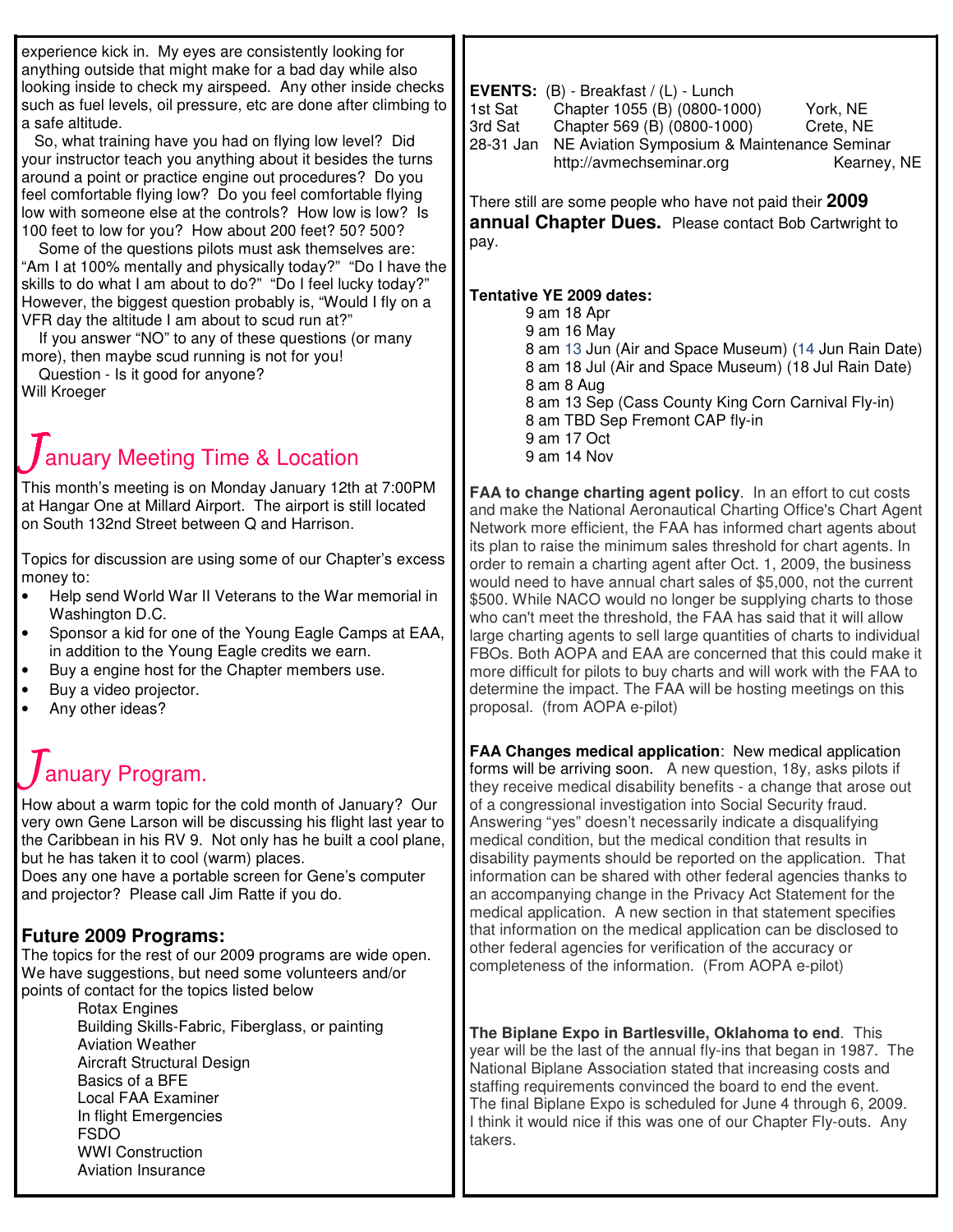experience kick in. My eyes are consistently looking for anything outside that might make for a bad day while also looking inside to check my airspeed. Any other inside checks such as fuel levels, oil pressure, etc are done after climbing to a safe altitude.

So, what training have you had on flying low level? Did your instructor teach you anything about it besides the turns around a point or practice engine out procedures? Do you feel comfortable flying low? Do you feel comfortable flying low with someone else at the controls? How low is low? Is 100 feet to low for you? How about 200 feet? 50? 500?

Some of the questions pilots must ask themselves are: "Am I at 100% mentally and physically today?" "Do I have the skills to do what I am about to do?" "Do I feel lucky today?" However, the biggest question probably is, "Would I fly on a VFR day the altitude I am about to scud run at?"

If you answer "NO" to any of these questions (or many more), then maybe scud running is not for you!

Question - Is it good for anyone?

Will Kroeger

## January Meeting Time & Location

This month's meeting is on Monday January 12th at 7:00PM at Hangar One at Millard Airport. The airport is still located on South 132nd Street between Q and Harrison.

Topics for discussion are using some of our Chapter's excess money to:

- Help send World War II Veterans to the War memorial in Washington D.C.
- Sponsor a kid for one of the Young Eagle Camps at EAA, in addition to the Young Eagle credits we earn.
- Buy a engine host for the Chapter members use.
- Buy a video projector.
- Any other ideas?

## January Program.

How about a warm topic for the cold month of January? Our very own Gene Larson will be discussing his flight last year to the Caribbean in his RV 9. Not only has he built a cool plane, but he has taken it to cool (warm) places.

Does any one have a portable screen for Gene's computer and projector? Please call Jim Ratte if you do.

### Future 2009 Programs:

The topics for the rest of our 2009 programs are wide open. We have suggestions, but need some volunteers and/or points of contact for the topics listed below

- Rotax Engines
- Building Skills-Fabric, Fiberglass, or painting
- Aviation Weather
- Aircraft Structural Design
- Basics of a BFE
- Local FAA Examiner
- In flight Emergencies
- FSDO
- WWI Construction
- Aviation Insurance

**EVENTS:** (B) - Breakfast / (L) - Lunch

| | | |
|---|---|---|
| 1st Sat | Chapter 1055 (B) (0800-1000) | York, NE |
| 3rd Sat | Chapter 569 (B) (0800-1000) | Crete, NE |
| 28-31 Jan | NE Aviation Symposium & Maintenance Seminar http://avmechseminar.org | Kearney, NE |

There still are some people who have not paid their **2009 annual Chapter Dues.** Please contact Bob Cartwright to pay.

**Tentative YE 2009 dates:**

- 9 am 18 Apr
- 9 am 16 May
- 8 am 13 Jun (Air and Space Museum) (14 Jun Rain Date)
- 8 am 18 Jul (Air and Space Museum) (18 Jul Rain Date)
- 8 am 8 Aug
- 8 am 13 Sep (Cass County King Corn Carnival Fly-in)
- 8 am TBD Sep Fremont CAP fly-in
- 9 am 17 Oct
- 9 am 14 Nov

**FAA to change charting agent policy**. In an effort to cut costs and make the National Aeronautical Charting Office's Chart Agent Network more efficient, the FAA has informed chart agents about its plan to raise the minimum sales threshold for chart agents. In order to remain a charting agent after Oct. 1, 2009, the business would need to have annual chart sales of $5,000, not the current $500. While NACO would no longer be supplying charts to those who can't meet the threshold, the FAA has said that it will allow large charting agents to sell large quantities of charts to individual FBOs. Both AOPA and EAA are concerned that this could make it more difficult for pilots to buy charts and will work with the FAA to determine the impact. The FAA will be hosting meetings on this proposal. (from AOPA e-pilot)

**FAA Changes medical application**: New medical application forms will be arriving soon. A new question, 18y, asks pilots if they receive medical disability benefits - a change that arose out of a congressional investigation into Social Security fraud. Answering "yes" doesn't necessarily indicate a disqualifying medical condition, but the medical condition that results in disability payments should be reported on the application. That information can be shared with other federal agencies thanks to an accompanying change in the Privacy Act Statement for the medical application. A new section in that statement specifies that information on the medical application can be disclosed to other federal agencies for verification of the accuracy or completeness of the information. (From AOPA e-pilot)

**The Biplane Expo in Bartlesville, Oklahoma to end**. This year will be the last of the annual fly-ins that began in 1987. The National Biplane Association stated that increasing costs and staffing requirements convinced the board to end the event. The final Biplane Expo is scheduled for June 4 through 6, 2009. I think it would nice if this was one of our Chapter Fly-outs. Any takers.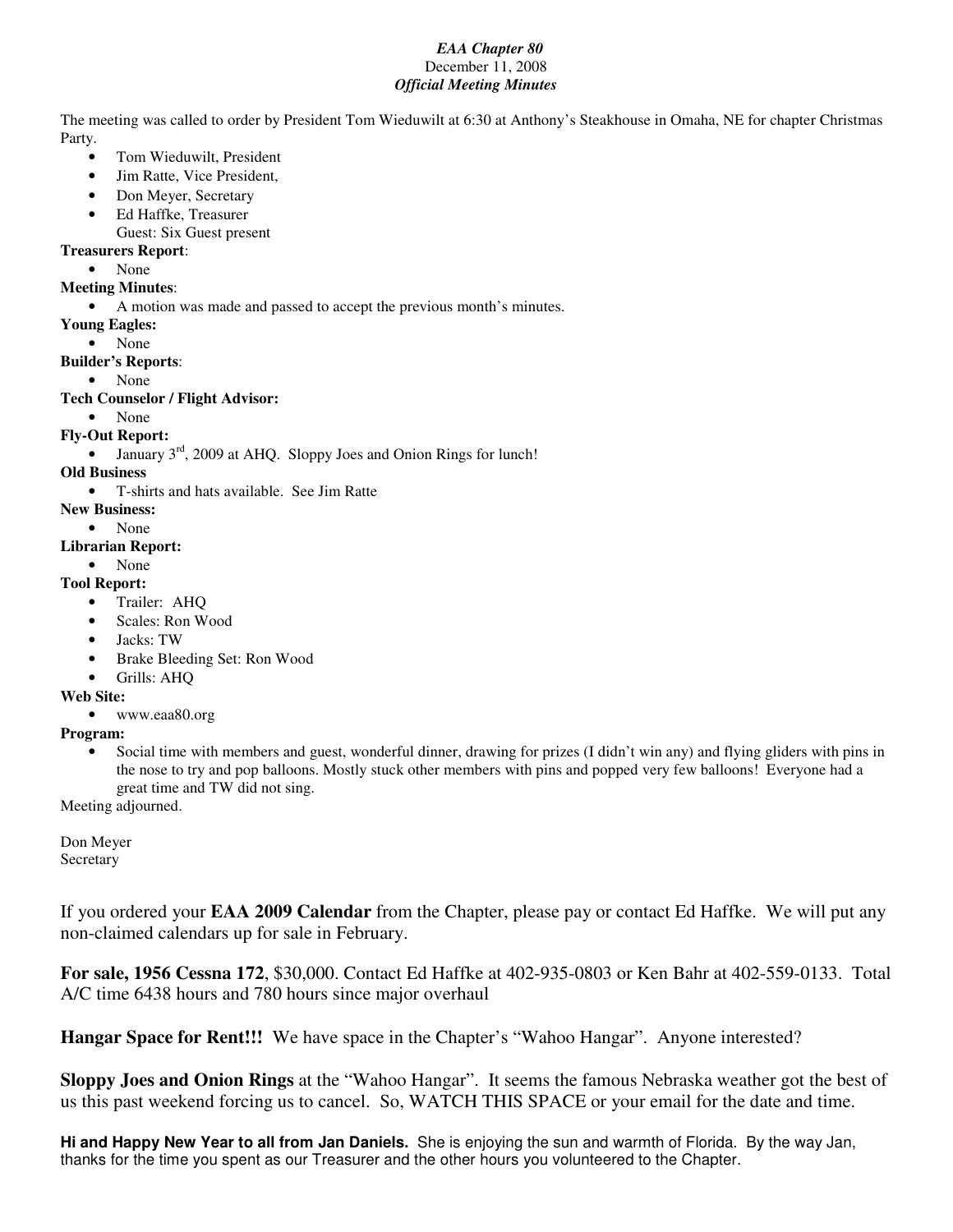***EAA Chapter 80***
December 11, 2008
***Official Meeting Minutes***

The meeting was called to order by President Tom Wieduwilt at 6:30 at Anthony's Steakhouse in Omaha, NE for chapter Christmas Party.

- Tom Wieduwilt, President
- Jim Ratte, Vice President,
- Don Meyer, Secretary
- Ed Haffke, Treasurer
  Guest: Six Guest present

**Treasurers Report**:

- None

**Meeting Minutes**:

- A motion was made and passed to accept the previous month's minutes.

**Young Eagles:**

- None

**Builder's Reports**:

- None

**Tech Counselor / Flight Advisor:**

- None

**Fly-Out Report:**

- January 3rd, 2009 at AHQ. Sloppy Joes and Onion Rings for lunch!

**Old Business**

- T-shirts and hats available. See Jim Ratte

**New Business:**

- None

**Librarian Report:**

- None

**Tool Report:**

- Trailer: AHQ
- Scales: Ron Wood
- Jacks: TW
- Brake Bleeding Set: Ron Wood
- Grills: AHQ

**Web Site:**

- www.eaa80.org

**Program:**

- Social time with members and guest, wonderful dinner, drawing for prizes (I didn't win any) and flying gliders with pins in the nose to try and pop balloons. Mostly stuck other members with pins and popped very few balloons! Everyone had a great time and TW did not sing.

Meeting adjourned.

Don Meyer
Secretary

If you ordered your **EAA 2009 Calendar** from the Chapter, please pay or contact Ed Haffke. We will put any non-claimed calendars up for sale in February.

**For sale, 1956 Cessna 172**, $30,000. Contact Ed Haffke at 402-935-0803 or Ken Bahr at 402-559-0133. Total A/C time 6438 hours and 780 hours since major overhaul

**Hangar Space for Rent!!!** We have space in the Chapter's "Wahoo Hangar". Anyone interested?

**Sloppy Joes and Onion Rings** at the "Wahoo Hangar". It seems the famous Nebraska weather got the best of us this past weekend forcing us to cancel. So, WATCH THIS SPACE or your email for the date and time.

**Hi and Happy New Year to all from Jan Daniels.** She is enjoying the sun and warmth of Florida. By the way Jan, thanks for the time you spent as our Treasurer and the other hours you volunteered to the Chapter.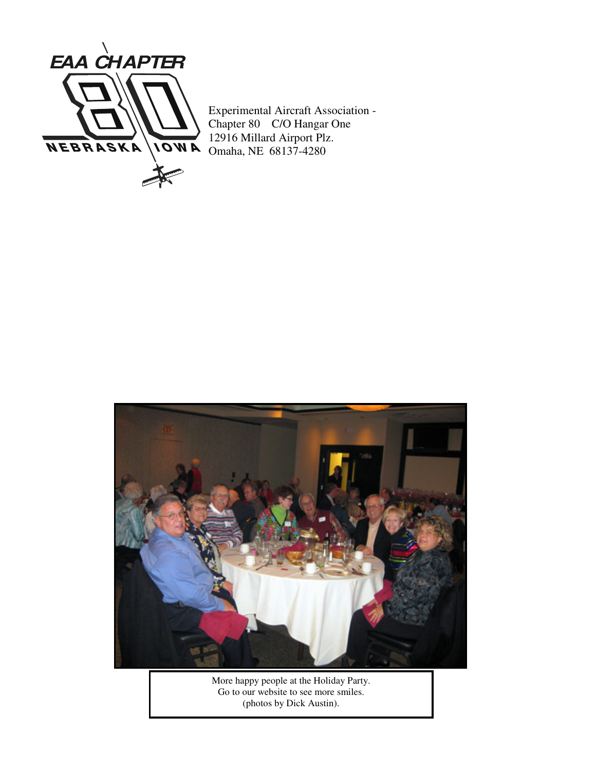Experimental Aircraft Association -
Chapter 80    C/O Hangar One
12916 Millard Airport Plz.
Omaha, NE  68137-4280

More happy people at the Holiday Party.
Go to our website to see more smiles.
(photos by Dick Austin).